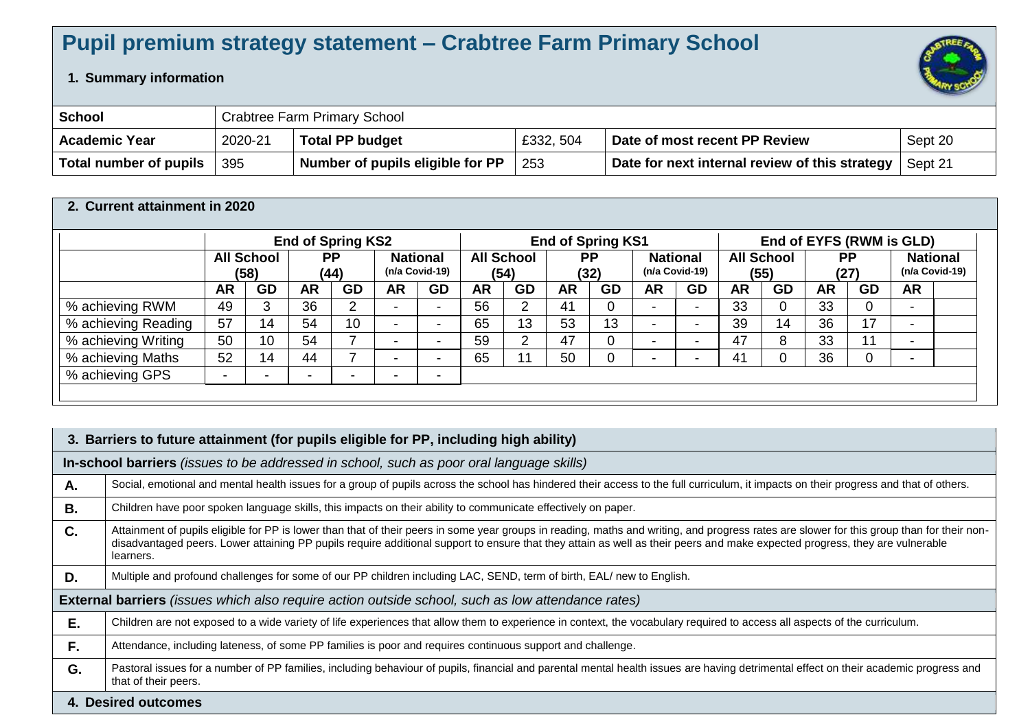# Pupil premium strategy statement – Crabtree Farm Primary School

## 1. Summary information

| School | Crabtree Farm Primary School | | | | |
|---|---|---|---|---|---|
| **Academic Year** | 2020-21 | **Total PP budget** | £332, 504 | **Date of most recent PP Review** | Sept 20 |
| **Total number of pupils** | 395 | **Number of pupils eligible for PP** | 253 | **Date for next internal review of this strategy** | Sept 21 |

## 2. Current attainment in 2020

| | **End of Spring KS2** | | | | | | **End of Spring KS1** | | | | | | **End of EYFS (RWM is GLD)** | | | | | |
|---|---|---|---|---|---|---|---|---|---|---|---|---|---|---|---|---|---|---|
| | **All School (58)** | | **PP (44)** | | **National** (n/a Covid-19) | | **All School (54)** | | **PP (32)** | | **National** (n/a Covid-19) | | **All School (55)** | | **PP (27)** | | **National** (n/a Covid-19) | |
| | **AR** | **GD** | **AR** | **GD** | **AR** | **GD** | **AR** | **GD** | **AR** | **GD** | **AR** | **GD** | **AR** | **GD** | **AR** | **GD** | **AR** | |
| % achieving RWM | 49 | 3 | 36 | 2 | - | - | 56 | 2 | 41 | 0 | - | - | 33 | 0 | 33 | 0 | - | |
| % achieving Reading | 57 | 14 | 54 | 10 | - | - | 65 | 13 | 53 | 13 | - | - | 39 | 14 | 36 | 17 | - | |
| % achieving Writing | 50 | 10 | 54 | 7 | - | - | 59 | 2 | 47 | 0 | - | - | 47 | 8 | 33 | 11 | - | |
| % achieving Maths | 52 | 14 | 44 | 7 | - | - | 65 | 11 | 50 | 0 | - | - | 41 | 0 | 36 | 0 | - | |
| % achieving GPS | - | - | - | - | - | - | | | | | | | | | | | | |

## 3. Barriers to future attainment (for pupils eligible for PP, including high ability)

| | |
|---|---|
| **In-school barriers** *(issues to be addressed in school, such as poor oral language skills)* | |
| **A.** | Social, emotional and mental health issues for a group of pupils across the school has hindered their access to the full curriculum, it impacts on their progress and that of others. |
| **B.** | Children have poor spoken language skills, this impacts on their ability to communicate effectively on paper. |
| **C.** | Attainment of pupils eligible for PP is lower than that of their peers in some year groups in reading, maths and writing, and progress rates are slower for this group than for their non-disadvantaged peers. Lower attaining PP pupils require additional support to ensure that they attain as well as their peers and make expected progress, they are vulnerable learners. |
| **D.** | Multiple and profound challenges for some of our PP children including LAC, SEND, term of birth, EAL/ new to English. |
| **External barriers** *(issues which also require action outside school, such as low attendance rates)* | |
| **E.** | Children are not exposed to a wide variety of life experiences that allow them to experience in context, the vocabulary required to access all aspects of the curriculum. |
| **F.** | Attendance, including lateness, of some PP families is poor and requires continuous support and challenge. |
| **G.** | Pastoral issues for a number of PP families, including behaviour of pupils, financial and parental mental health issues are having detrimental effect on their academic progress and that of their peers. |

## 4. Desired outcomes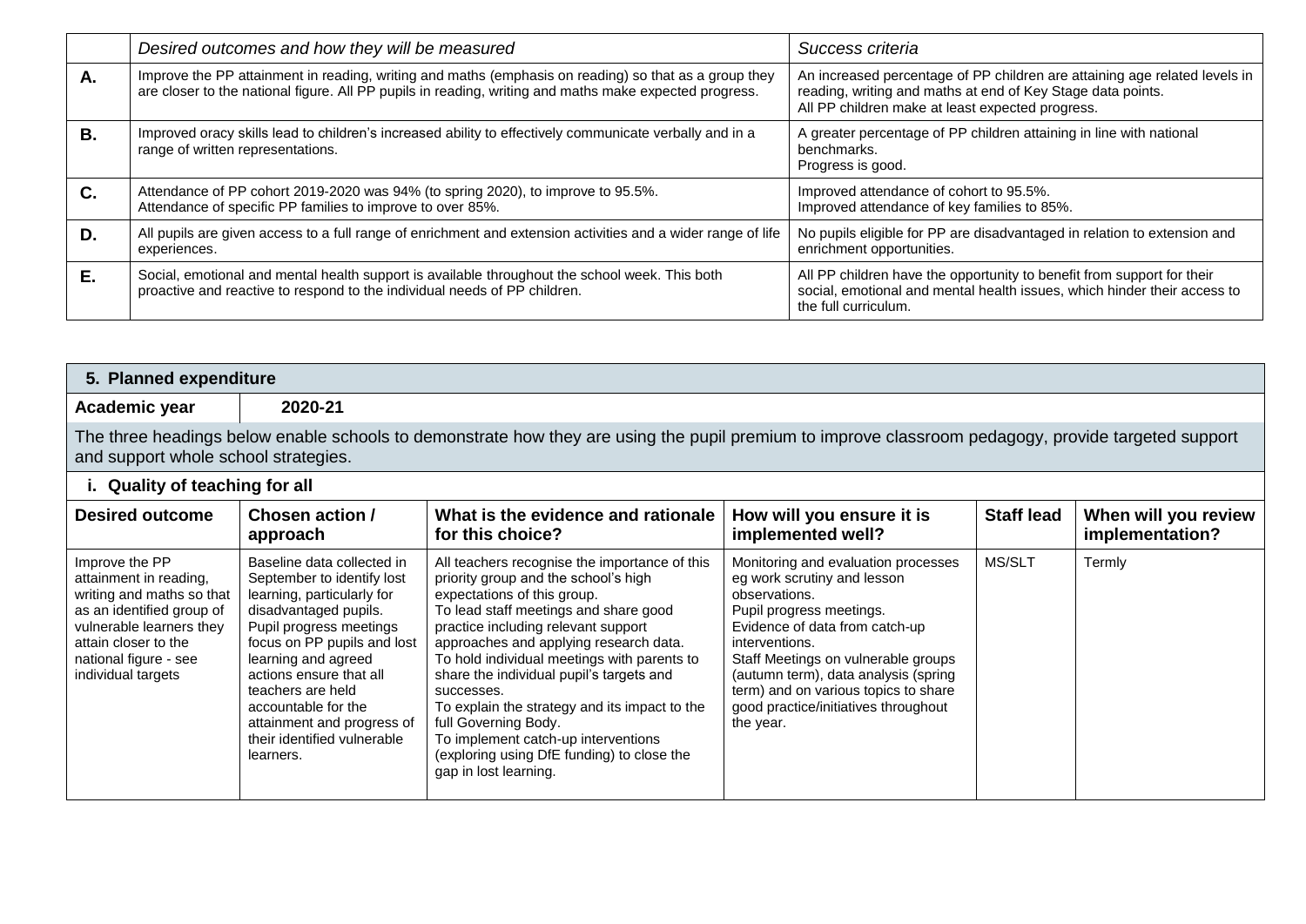| | *Desired outcomes and how they will be measured* | *Success criteria* |
|---|---|---|
| **A.** | Improve the PP attainment in reading, writing and maths (emphasis on reading) so that as a group they are closer to the national figure. All PP pupils in reading, writing and maths make expected progress. | An increased percentage of PP children are attaining age related levels in reading, writing and maths at end of Key Stage data points.<br>All PP children make at least expected progress. |
| **B.** | Improved oracy skills lead to children's increased ability to effectively communicate verbally and in a range of written representations. | A greater percentage of PP children attaining in line with national benchmarks.<br>Progress is good. |
| **C.** | Attendance of PP cohort 2019-2020 was 94% (to spring 2020), to improve to 95.5%.<br>Attendance of specific PP families to improve to over 85%. | Improved attendance of cohort to 95.5%.<br>Improved attendance of key families to 85%. |
| **D.** | All pupils are given access to a full range of enrichment and extension activities and a wider range of life experiences. | No pupils eligible for PP are disadvantaged in relation to extension and enrichment opportunities. |
| **E.** | Social, emotional and mental health support is available throughout the school week. This both proactive and reactive to respond to the individual needs of PP children. | All PP children have the opportunity to benefit from support for their social, emotional and mental health issues, which hinder their access to the full curriculum. |

## 5. Planned expenditure

**Academic year** | **2020-21**

The three headings below enable schools to demonstrate how they are using the pupil premium to improve classroom pedagogy, provide targeted support and support whole school strategies.

### i. Quality of teaching for all

| Desired outcome | Chosen action / approach | What is the evidence and rationale for this choice? | How will you ensure it is implemented well? | Staff lead | When will you review implementation? |
|---|---|---|---|---|---|
| Improve the PP attainment in reading, writing and maths so that as an identified group of vulnerable learners they attain closer to the national figure - see individual targets | Baseline data collected in September to identify lost learning, particularly for disadvantaged pupils.<br>Pupil progress meetings focus on PP pupils and lost learning and agreed actions ensure that all teachers are held accountable for the attainment and progress of their identified vulnerable learners. | All teachers recognise the importance of this priority group and the school's high expectations of this group.<br>To lead staff meetings and share good practice including relevant support approaches and applying research data.<br>To hold individual meetings with parents to share the individual pupil's targets and successes.<br>To explain the strategy and its impact to the full Governing Body.<br>To implement catch-up interventions (exploring using DfE funding) to close the gap in lost learning. | Monitoring and evaluation processes eg work scrutiny and lesson observations.<br>Pupil progress meetings.<br>Evidence of data from catch-up interventions.<br>Staff Meetings on vulnerable groups (autumn term), data analysis (spring term) and on various topics to share good practice/initiatives throughout the year. | MS/SLT | Termly |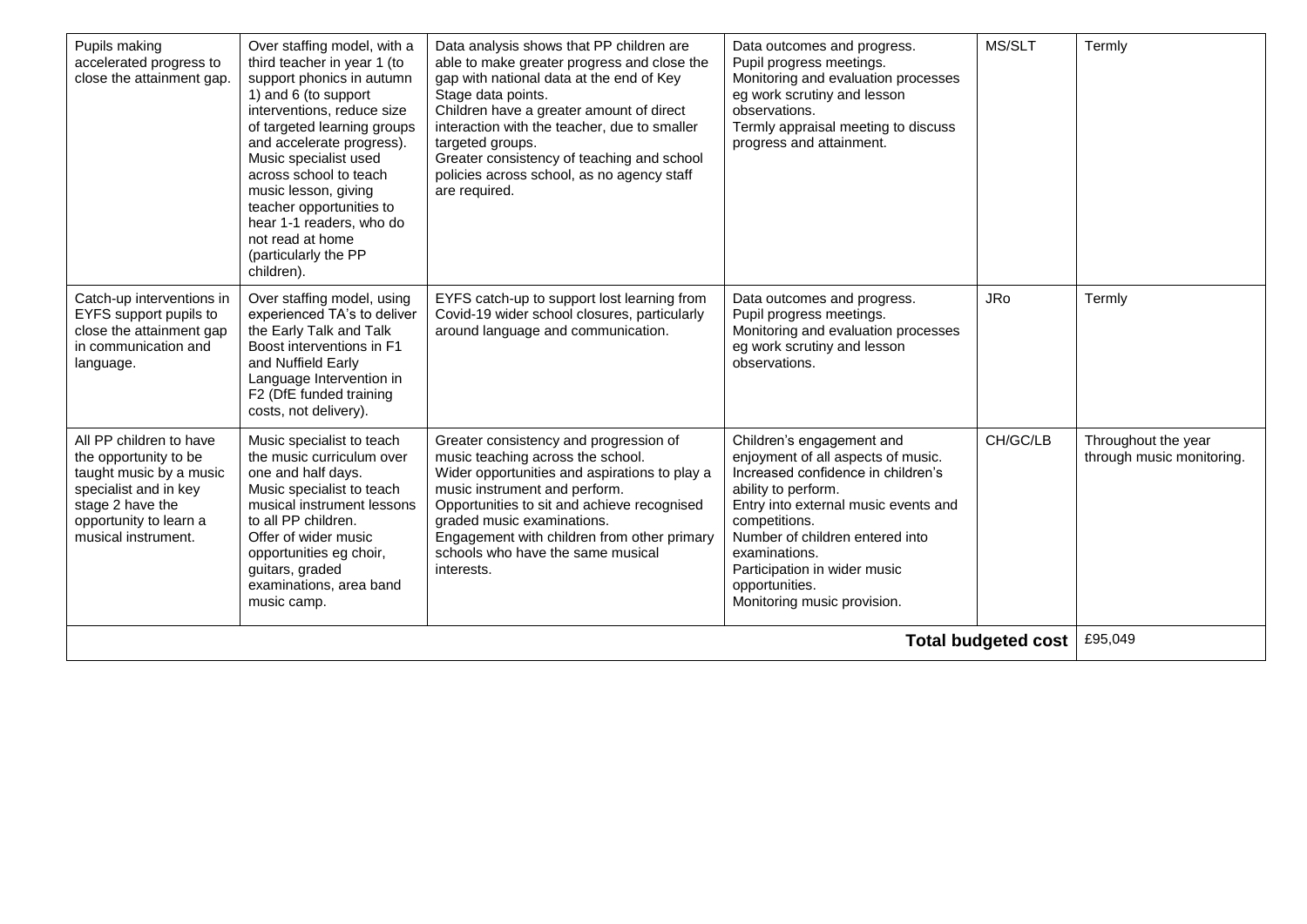| | | | | | |
|---|---|---|---|---|---|
| Pupils making accelerated progress to close the attainment gap. | Over staffing model, with a third teacher in year 1 (to support phonics in autumn 1) and 6 (to support interventions, reduce size of targeted learning groups and accelerate progress).<br>Music specialist used across school to teach music lesson, giving teacher opportunities to hear 1-1 readers, who do not read at home (particularly the PP children). | Data analysis shows that PP children are able to make greater progress and close the gap with national data at the end of Key Stage data points.<br>Children have a greater amount of direct interaction with the teacher, due to smaller targeted groups.<br>Greater consistency of teaching and school policies across school, as no agency staff are required. | Data outcomes and progress.<br>Pupil progress meetings.<br>Monitoring and evaluation processes eg work scrutiny and lesson observations.<br>Termly appraisal meeting to discuss progress and attainment. | MS/SLT | Termly |
| Catch-up interventions in EYFS support pupils to close the attainment gap in communication and language. | Over staffing model, using experienced TA's to deliver the Early Talk and Talk Boost interventions in F1 and Nuffield Early Language Intervention in F2 (DfE funded training costs, not delivery). | EYFS catch-up to support lost learning from Covid-19 wider school closures, particularly around language and communication. | Data outcomes and progress.<br>Pupil progress meetings.<br>Monitoring and evaluation processes eg work scrutiny and lesson observations. | JRo | Termly |
| All PP children to have the opportunity to be taught music by a music specialist and in key stage 2 have the opportunity to learn a musical instrument. | Music specialist to teach the music curriculum over one and half days.<br>Music specialist to teach musical instrument lessons to all PP children.<br>Offer of wider music opportunities eg choir, guitars, graded examinations, area band music camp. | Greater consistency and progression of music teaching across the school.<br>Wider opportunities and aspirations to play a music instrument and perform.<br>Opportunities to sit and achieve recognised graded music examinations.<br>Engagement with children from other primary schools who have the same musical interests. | Children's engagement and enjoyment of all aspects of music.<br>Increased confidence in children's ability to perform.<br>Entry into external music events and competitions.<br>Number of children entered into examinations.<br>Participation in wider music opportunities.<br>Monitoring music provision. | CH/GC/LB | Throughout the year through music monitoring. |
| | | | | **Total budgeted cost** | £95,049 |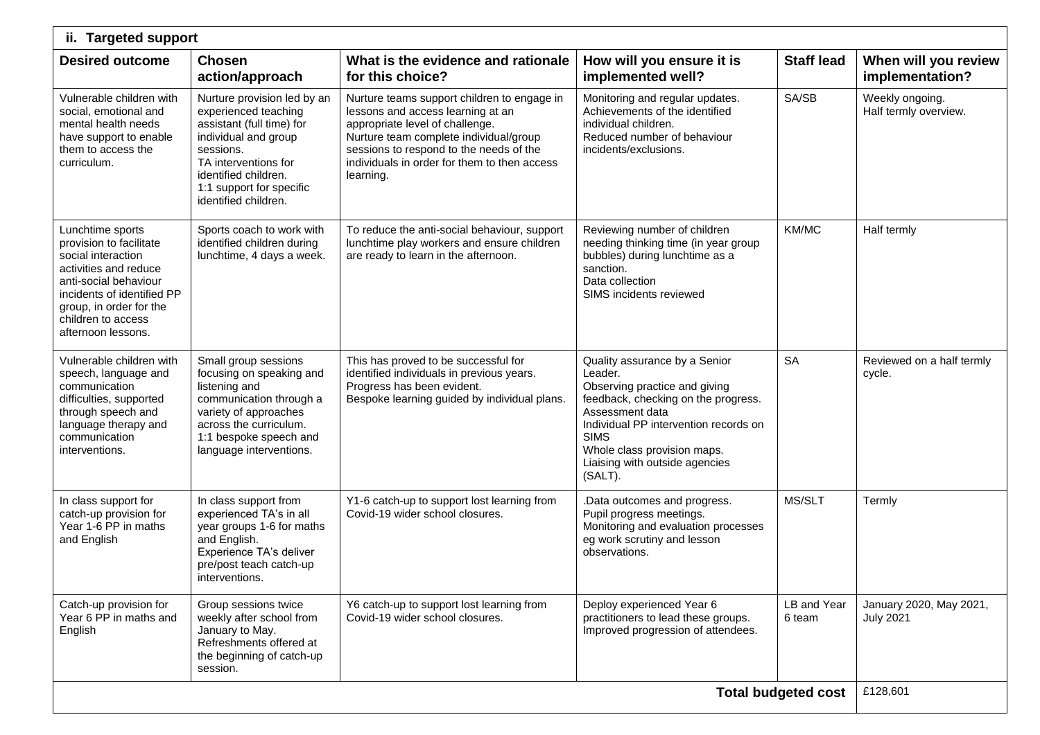## ii. Targeted support

| Desired outcome | Chosen action/approach | What is the evidence and rationale for this choice? | How will you ensure it is implemented well? | Staff lead | When will you review implementation? |
|---|---|---|---|---|---|
| Vulnerable children with social, emotional and mental health needs have support to enable them to access the curriculum. | Nurture provision led by an experienced teaching assistant (full time) for individual and group sessions.<br>TA interventions for identified children.<br>1:1 support for specific identified children. | Nurture teams support children to engage in lessons and access learning at an appropriate level of challenge.<br>Nurture team complete individual/group sessions to respond to the needs of the individuals in order for them to then access learning. | Monitoring and regular updates.<br>Achievements of the identified individual children.<br>Reduced number of behaviour incidents/exclusions. | SA/SB | Weekly ongoing.<br>Half termly overview. |
| Lunchtime sports provision to facilitate social interaction activities and reduce anti-social behaviour incidents of identified PP group, in order for the children to access afternoon lessons. | Sports coach to work with identified children during lunchtime, 4 days a week. | To reduce the anti-social behaviour, support lunchtime play workers and ensure children are ready to learn in the afternoon. | Reviewing number of children needing thinking time (in year group bubbles) during lunchtime as a sanction.<br>Data collection<br>SIMS incidents reviewed | KM/MC | Half termly |
| Vulnerable children with speech, language and communication difficulties, supported through speech and language therapy and communication interventions. | Small group sessions focusing on speaking and listening and communication through a variety of approaches across the curriculum.<br>1:1 bespoke speech and language interventions. | This has proved to be successful for identified individuals in previous years. Progress has been evident.<br>Bespoke learning guided by individual plans. | Quality assurance by a Senior Leader.<br>Observing practice and giving feedback, checking on the progress.<br>Assessment data<br>Individual PP intervention records on SIMS<br>Whole class provision maps.<br>Liaising with outside agencies (SALT). | SA | Reviewed on a half termly cycle. |
| In class support for catch-up provision for Year 1-6 PP in maths and English | In class support from experienced TA's in all year groups 1-6 for maths and English.<br>Experience TA's deliver pre/post teach catch-up interventions. | Y1-6 catch-up to support lost learning from Covid-19 wider school closures. | .Data outcomes and progress.<br>Pupil progress meetings.<br>Monitoring and evaluation processes eg work scrutiny and lesson observations. | MS/SLT | Termly |
| Catch-up provision for Year 6 PP in maths and English | Group sessions twice weekly after school from January to May.<br>Refreshments offered at the beginning of catch-up session. | Y6 catch-up to support lost learning from Covid-19 wider school closures. | Deploy experienced Year 6 practitioners to lead these groups.<br>Improved progression of attendees. | LB and Year 6 team | January 2020, May 2021, July 2021 |
| | | | | **Total budgeted cost** | £128,601 |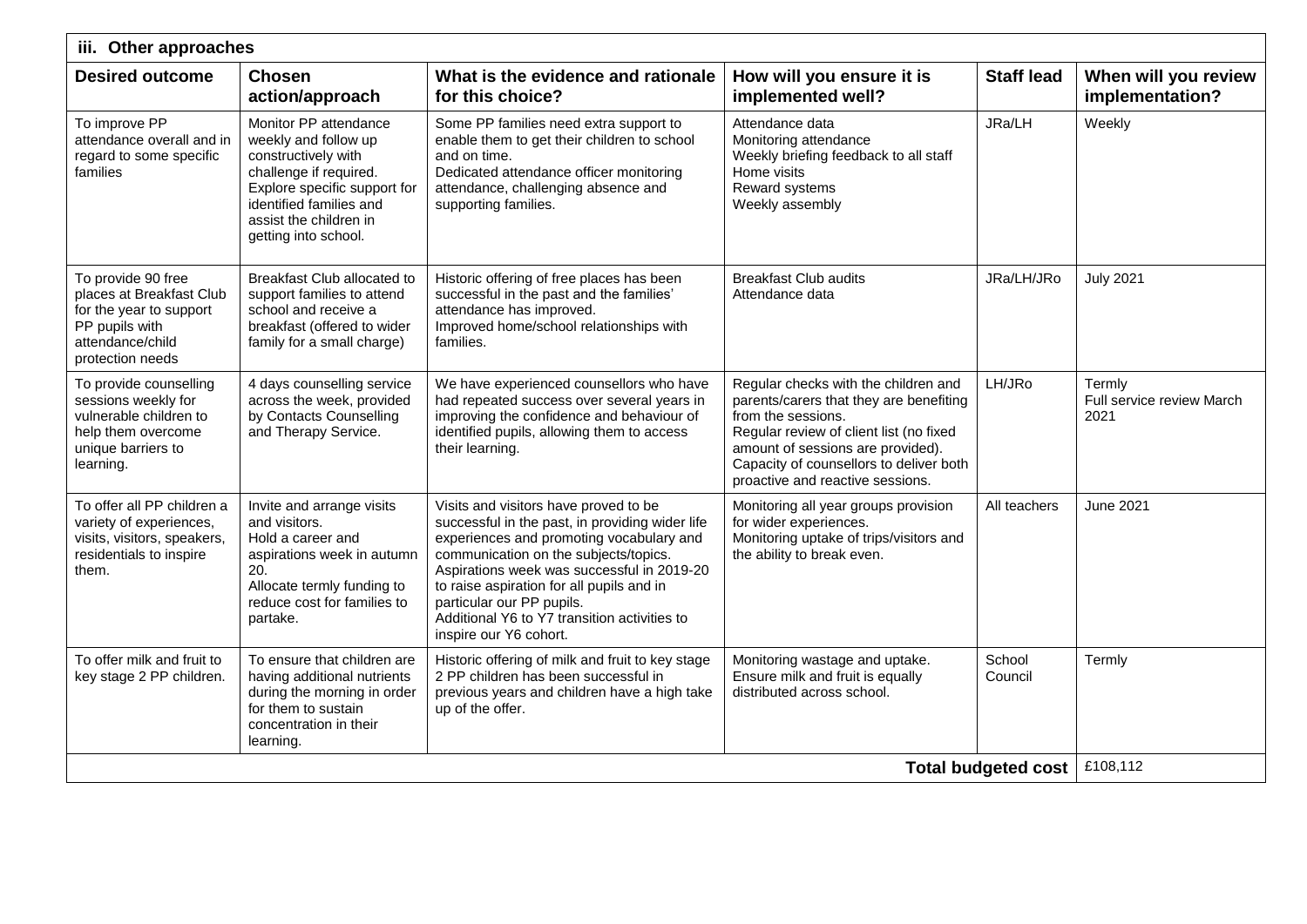| iii. Other approaches | | | | | |
|---|---|---|---|---|---|
| **Desired outcome** | **Chosen action/approach** | **What is the evidence and rationale for this choice?** | **How will you ensure it is implemented well?** | **Staff lead** | **When will you review implementation?** |
| To improve PP attendance overall and in regard to some specific families | Monitor PP attendance weekly and follow up constructively with challenge if required. Explore specific support for identified families and assist the children in getting into school. | Some PP families need extra support to enable them to get their children to school and on time.<br>Dedicated attendance officer monitoring attendance, challenging absence and supporting families. | Attendance data<br>Monitoring attendance<br>Weekly briefing feedback to all staff<br>Home visits<br>Reward systems<br>Weekly assembly | JRa/LH | Weekly |
| To provide 90 free places at Breakfast Club for the year to support PP pupils with attendance/child protection needs | Breakfast Club allocated to support families to attend school and receive a breakfast (offered to wider family for a small charge) | Historic offering of free places has been successful in the past and the families' attendance has improved.<br>Improved home/school relationships with families. | Breakfast Club audits<br>Attendance data | JRa/LH/JRo | July 2021 |
| To provide counselling sessions weekly for vulnerable children to help them overcome unique barriers to learning. | 4 days counselling service across the week, provided by Contacts Counselling and Therapy Service. | We have experienced counsellors who have had repeated success over several years in improving the confidence and behaviour of identified pupils, allowing them to access their learning. | Regular checks with the children and parents/carers that they are benefiting from the sessions.<br>Regular review of client list (no fixed amount of sessions are provided).<br>Capacity of counsellors to deliver both proactive and reactive sessions. | LH/JRo | Termly<br>Full service review March 2021 |
| To offer all PP children a variety of experiences, visits, visitors, speakers, residentials to inspire them. | Invite and arrange visits and visitors.<br>Hold a career and aspirations week in autumn 20.<br>Allocate termly funding to reduce cost for families to partake. | Visits and visitors have proved to be successful in the past, in providing wider life experiences and promoting vocabulary and communication on the subjects/topics.<br>Aspirations week was successful in 2019-20 to raise aspiration for all pupils and in particular our PP pupils.<br>Additional Y6 to Y7 transition activities to inspire our Y6 cohort. | Monitoring all year groups provision for wider experiences.<br>Monitoring uptake of trips/visitors and the ability to break even. | All teachers | June 2021 |
| To offer milk and fruit to key stage 2 PP children. | To ensure that children are having additional nutrients during the morning in order for them to sustain concentration in their learning. | Historic offering of milk and fruit to key stage 2 PP children has been successful in previous years and children have a high take up of the offer. | Monitoring wastage and uptake.<br>Ensure milk and fruit is equally distributed across school. | School Council | Termly |
| | | | | **Total budgeted cost** | £108,112 |